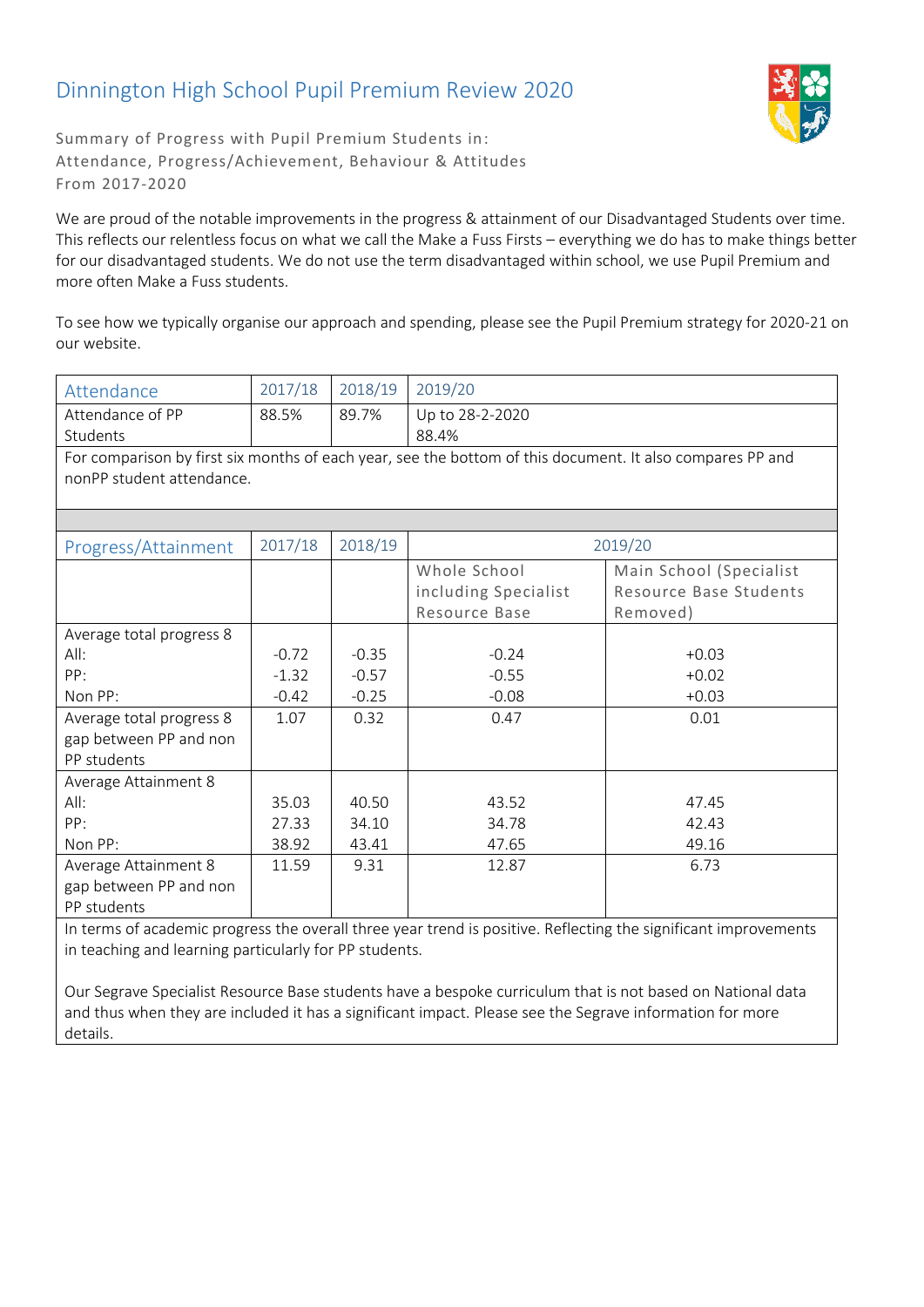# Dinnington High School Pupil Premium Review 2020

Summary of Progress with Pupil Premium Students in:
Attendance, Progress/Achievement, Behaviour & Attitudes
From 2017-2020

We are proud of the notable improvements in the progress & attainment of our Disadvantaged Students over time. This reflects our relentless focus on what we call the Make a Fuss Firsts – everything we do has to make things better for our disadvantaged students. We do not use the term disadvantaged within school, we use Pupil Premium and more often Make a Fuss students.

To see how we typically organise our approach and spending, please see the Pupil Premium strategy for 2020-21 on our website.

| Attendance | 2017/18 | 2018/19 | 2019/20 |
|---|---|---|---|
| Attendance of PP Students | 88.5% | 89.7% | Up to 28-2-2020<br>88.4% |

For comparison by first six months of each year, see the bottom of this document. It also compares PP and nonPP student attendance.

| Progress/Attainment | 2017/18 | 2018/19 | 2019/20 | |
|---|---|---|---|---|
| | | | Whole School including Specialist Resource Base | Main School (Specialist Resource Base Students Removed) |
| Average total progress 8<br>All:<br>PP:<br>Non PP: | <br>-0.72<br>-1.32<br>-0.42 | <br>-0.35<br>-0.57<br>-0.25 | <br>-0.24<br>-0.55<br>-0.08 | <br>+0.03<br>+0.02<br>+0.03 |
| Average total progress 8 gap between PP and non PP students | 1.07 | 0.32 | 0.47 | 0.01 |
| Average Attainment 8<br>All:<br>PP:<br>Non PP: | <br>35.03<br>27.33<br>38.92 | <br>40.50<br>34.10<br>43.41 | <br>43.52<br>34.78<br>47.65 | <br>47.45<br>42.43<br>49.16 |
| Average Attainment 8 gap between PP and non PP students | 11.59 | 9.31 | 12.87 | 6.73 |

In terms of academic progress the overall three year trend is positive. Reflecting the significant improvements in teaching and learning particularly for PP students.

Our Segrave Specialist Resource Base students have a bespoke curriculum that is not based on National data and thus when they are included it has a significant impact. Please see the Segrave information for more details.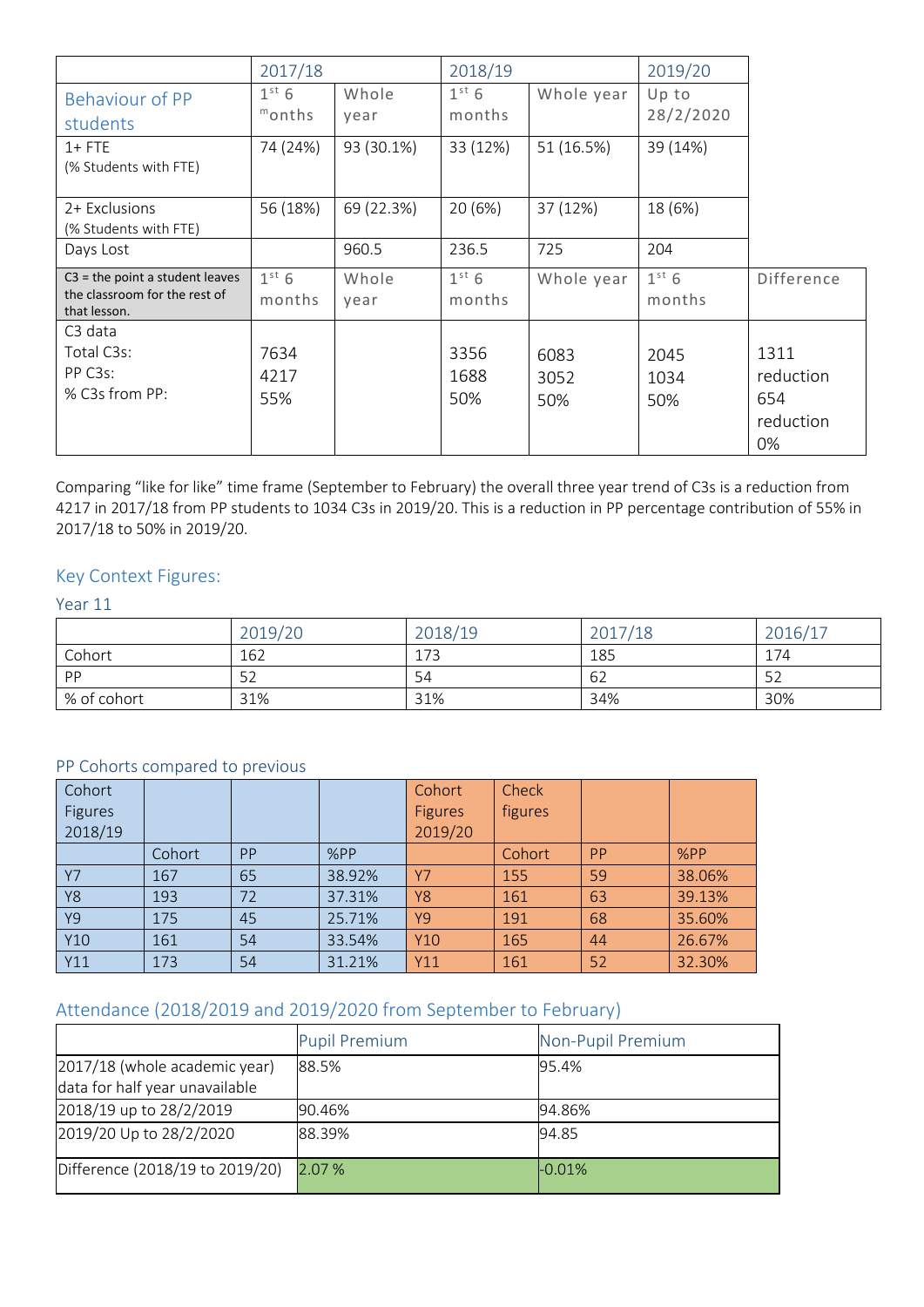| | 2017/18 | | 2018/19 | | 2019/20 | |
|---|---|---|---|---|---|---|
| Behaviour of PP students | 1st 6 months | Whole year | 1st 6 months | Whole year | Up to 28/2/2020 | |
| 1+ FTE (% Students with FTE) | 74 (24%) | 93 (30.1%) | 33 (12%) | 51 (16.5%) | 39 (14%) | |
| 2+ Exclusions (% Students with FTE) | 56 (18%) | 69 (22.3%) | 20 (6%) | 37 (12%) | 18 (6%) | |
| Days Lost | | 960.5 | 236.5 | 725 | 204 | |
| C3 = the point a student leaves the classroom for the rest of that lesson. | 1st 6 months | Whole year | 1st 6 months | Whole year | 1st 6 months | Difference |
| C3 data<br>Total C3s:<br>PP C3s:<br>% C3s from PP: | 7634<br>4217<br>55% | | 3356<br>1688<br>50% | 6083<br>3052<br>50% | 2045<br>1034<br>50% | 1311 reduction<br>654 reduction<br>0% |

Comparing "like for like" time frame (September to February) the overall three year trend of C3s is a reduction from 4217 in 2017/18 from PP students to 1034 C3s in 2019/20. This is a reduction in PP percentage contribution of 55% in 2017/18 to 50% in 2019/20.

## Key Context Figures:

### Year 11

| | 2019/20 | 2018/19 | 2017/18 | 2016/17 |
|---|---|---|---|---|
| Cohort | 162 | 173 | 185 | 174 |
| PP | 52 | 54 | 62 | 52 |
| % of cohort | 31% | 31% | 34% | 30% |

### PP Cohorts compared to previous

| Cohort Figures 2018/19 | | | | Cohort Figures 2019/20 | Check figures | | |
|---|---|---|---|---|---|---|---|
| | Cohort | PP | %PP | | Cohort | PP | %PP |
| Y7 | 167 | 65 | 38.92% | Y7 | 155 | 59 | 38.06% |
| Y8 | 193 | 72 | 37.31% | Y8 | 161 | 63 | 39.13% |
| Y9 | 175 | 45 | 25.71% | Y9 | 191 | 68 | 35.60% |
| Y10 | 161 | 54 | 33.54% | Y10 | 165 | 44 | 26.67% |
| Y11 | 173 | 54 | 31.21% | Y11 | 161 | 52 | 32.30% |

## Attendance (2018/2019 and 2019/2020 from September to February)

| | Pupil Premium | Non-Pupil Premium |
|---|---|---|
| 2017/18 (whole academic year) data for half year unavailable | 88.5% | 95.4% |
| 2018/19 up to 28/2/2019 | 90.46% | 94.86% |
| 2019/20 Up to 28/2/2020 | 88.39% | 94.85 |
| Difference (2018/19 to 2019/20) | 2.07 % | -0.01% |